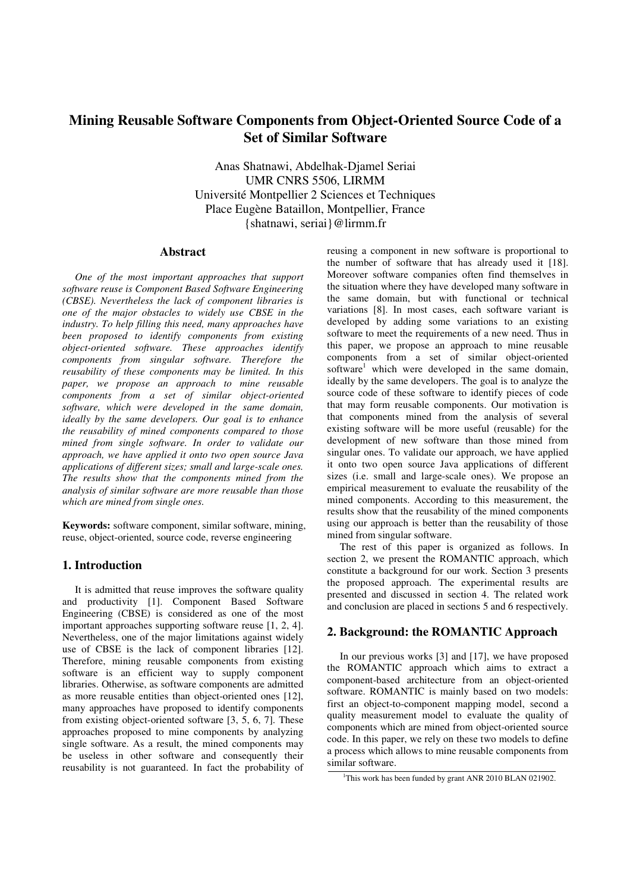# Mining Reusable Software Components from Object-Oriented Source Code of a Set of Similar Software

Anas Shatnawi, Abdelhak-Djamel Seriai
UMR CNRS 5506, LIRMM
Université Montpellier 2 Sciences et Techniques
Place Eugène Bataillon, Montpellier, France
{shatnawi, seriai}@lirmm.fr

## Abstract

*One of the most important approaches that support software reuse is Component Based Software Engineering (CBSE). Nevertheless the lack of component libraries is one of the major obstacles to widely use CBSE in the industry. To help filling this need, many approaches have been proposed to identify components from existing object-oriented software. These approaches identify components from singular software. Therefore the reusability of these components may be limited. In this paper, we propose an approach to mine reusable components from a set of similar object-oriented software, which were developed in the same domain, ideally by the same developers. Our goal is to enhance the reusability of mined components compared to those mined from single software. In order to validate our approach, we have applied it onto two open source Java applications of different sizes; small and large-scale ones. The results show that the components mined from the analysis of similar software are more reusable than those which are mined from single ones.*

**Keywords:** software component, similar software, mining, reuse, object-oriented, source code, reverse engineering

## 1. Introduction

It is admitted that reuse improves the software quality and productivity [1]. Component Based Software Engineering (CBSE) is considered as one of the most important approaches supporting software reuse [1, 2, 4]. Nevertheless, one of the major limitations against widely use of CBSE is the lack of component libraries [12]. Therefore, mining reusable components from existing software is an efficient way to supply component libraries. Otherwise, as software components are admitted as more reusable entities than object-oriented ones [12], many approaches have proposed to identify components from existing object-oriented software [3, 5, 6, 7]. These approaches proposed to mine components by analyzing single software. As a result, the mined components may be useless in other software and consequently their reusability is not guaranteed. In fact the probability of reusing a component in new software is proportional to the number of software that has already used it [18]. Moreover software companies often find themselves in the situation where they have developed many software in the same domain, but with functional or technical variations [8]. In most cases, each software variant is developed by adding some variations to an existing software to meet the requirements of a new need. Thus in this paper, we propose an approach to mine reusable components from a set of similar object-oriented software[1] which were developed in the same domain, ideally by the same developers. The goal is to analyze the source code of these software to identify pieces of code that may form reusable components. Our motivation is that components mined from the analysis of several existing software will be more useful (reusable) for the development of new software than those mined from singular ones. To validate our approach, we have applied it onto two open source Java applications of different sizes (i.e. small and large-scale ones). We propose an empirical measurement to evaluate the reusability of the mined components. According to this measurement, the results show that the reusability of the mined components using our approach is better than the reusability of those mined from singular software.

The rest of this paper is organized as follows. In section 2, we present the ROMANTIC approach, which constitute a background for our work. Section 3 presents the proposed approach. The experimental results are presented and discussed in section 4. The related work and conclusion are placed in sections 5 and 6 respectively.

## 2. Background: the ROMANTIC Approach

In our previous works [3] and [17], we have proposed the ROMANTIC approach which aims to extract a component-based architecture from an object-oriented software. ROMANTIC is mainly based on two models: first an object-to-component mapping model, second a quality measurement model to evaluate the quality of components which are mined from object-oriented source code. In this paper, we rely on these two models to define a process which allows to mine reusable components from similar software.

[1] This work has been funded by grant ANR 2010 BLAN 021902.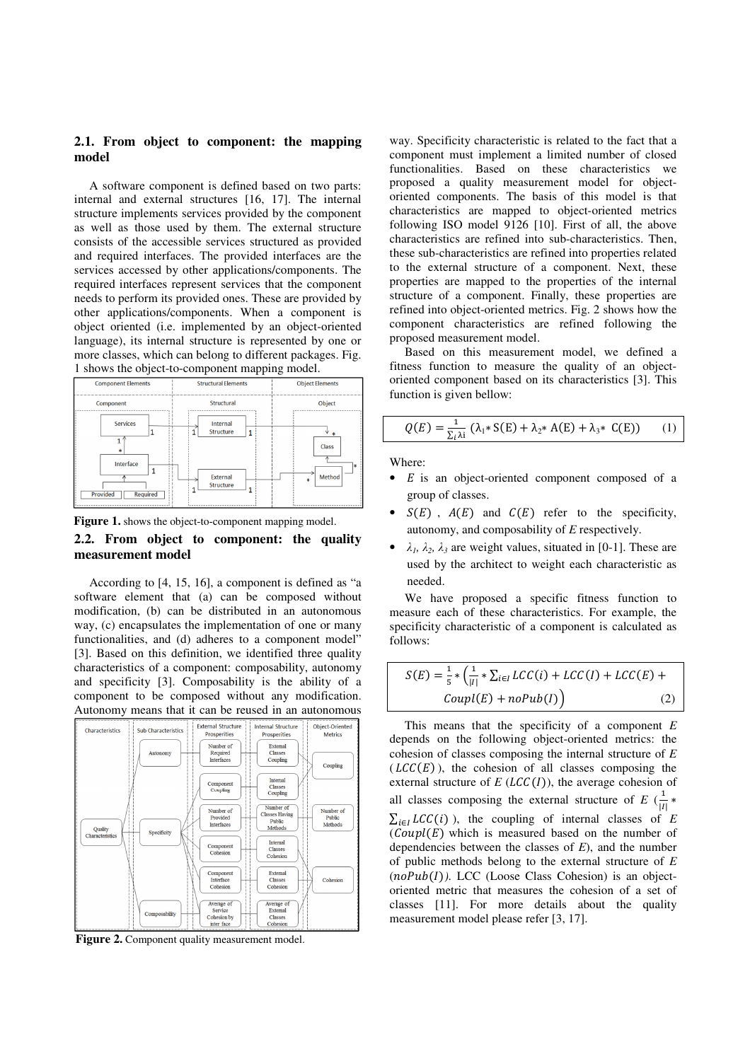### 2.1. From object to component: the mapping model

A software component is defined based on two parts: internal and external structures [16, 17]. The internal structure implements services provided by the component as well as those used by them. The external structure consists of the accessible services structured as provided and required interfaces. The provided interfaces are the services accessed by other applications/components. The required interfaces represent services that the component needs to perform its provided ones. These are provided by other applications/components. When a component is object oriented (i.e. implemented by an object-oriented language), its internal structure is represented by one or more classes, which can belong to different packages. Fig. 1 shows the object-to-component mapping model.

**Figure 1.** shows the object-to-component mapping model.

### 2.2. From object to component: the quality measurement model

According to [4, 15, 16], a component is defined as "a software element that (a) can be composed without modification, (b) can be distributed in an autonomous way, (c) encapsulates the implementation of one or many functionalities, and (d) adheres to a component model" [3]. Based on this definition, we identified three quality characteristics of a component: composability, autonomy and specificity [3]. Composability is the ability of a component to be composed without any modification. Autonomy means that it can be reused in an autonomous way. Specificity characteristic is related to the fact that a component must implement a limited number of closed functionalities. Based on these characteristics we proposed a quality measurement model for object-oriented components. The basis of this model is that characteristics are mapped to object-oriented metrics following ISO model 9126 [10]. First of all, the above characteristics are refined into sub-characteristics. Then, these sub-characteristics are refined into properties related to the external structure of a component. Next, these properties are mapped to the properties of the internal structure of a component. Finally, these properties are refined into object-oriented metrics. Fig. 2 shows how the component characteristics are refined following the proposed measurement model.

**Figure 2.** Component quality measurement model.

Based on this measurement model, we defined a fitness function to measure the quality of an object-oriented component based on its characteristics [3]. This function is given bellow:

$$Q(E) = \frac{1}{\sum_i \lambda i} (\lambda_1 * S(E) + \lambda_2 * A(E) + \lambda_3 * C(E)) \quad (1)$$

Where:

- $E$ is an object-oriented component composed of a group of classes.
- $S(E)$, $A(E)$ and $C(E)$ refer to the specificity, autonomy, and composability of $E$ respectively.
- $\lambda_1$, $\lambda_2$, $\lambda_3$ are weight values, situated in [0-1]. These are used by the architect to weight each characteristic as needed.

We have proposed a specific fitness function to measure each of these characteristics. For example, the specificity characteristic of a component is calculated as follows:

$$S(E) = \frac{1}{5} * \left(\frac{1}{|I|} * \sum_{i \in I} LCC(i) + LCC(I) + LCC(E) + Coupl(E) + noPub(I)\right) \quad (2)$$

This means that the specificity of a component $E$ depends on the following object-oriented metrics: the cohesion of classes composing the internal structure of $E$ ($LCC(E)$), the cohesion of all classes composing the external structure of $E$ ($LCC(I)$), the average cohesion of all classes composing the external structure of $E$ ($\frac{1}{|I|} * \sum_{i \in I} LCC(i)$), the coupling of internal classes of $E$ ($Coupl(E)$ which is measured based on the number of dependencies between the classes of $E$), and the number of public methods belong to the external structure of $E$ ($noPub(I)$). LCC (Loose Class Cohesion) is an object-oriented metric that measures the cohesion of a set of classes [11]. For more details about the quality measurement model please refer [3, 17].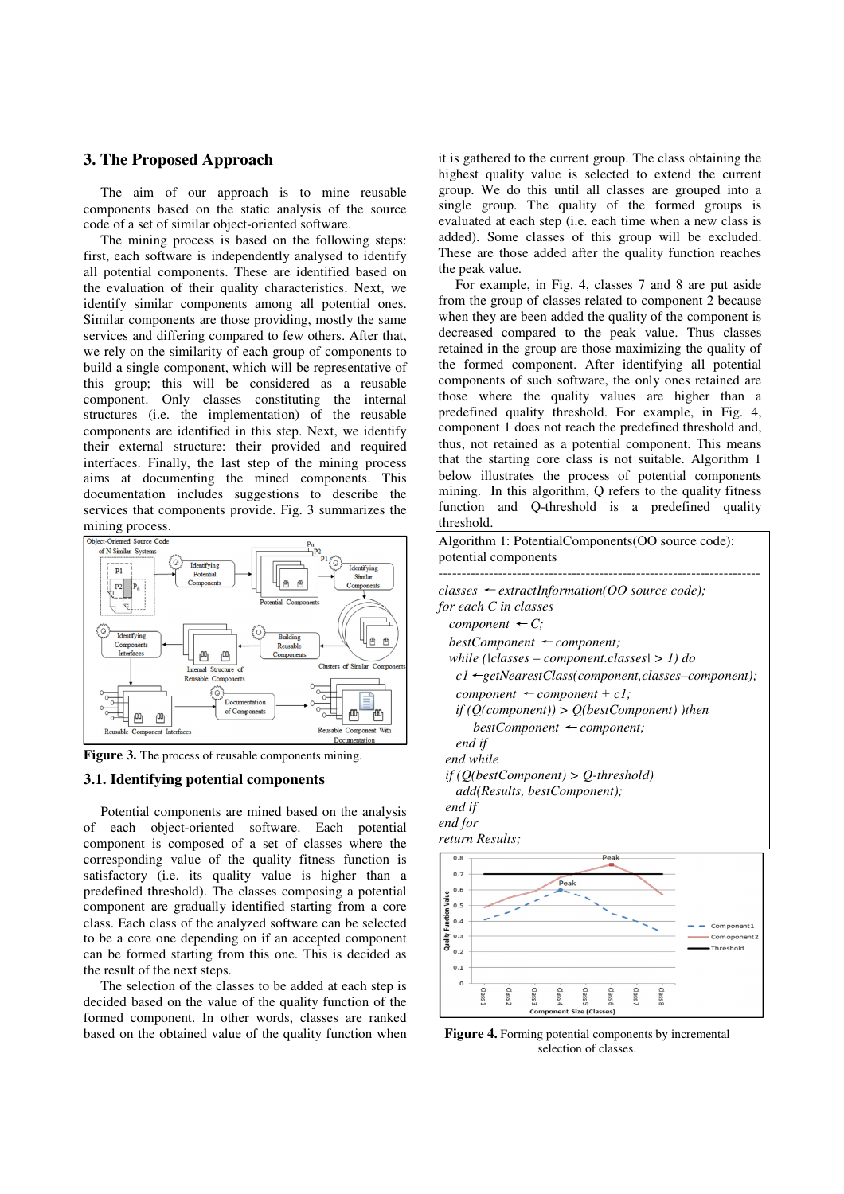## 3. The Proposed Approach

The aim of our approach is to mine reusable components based on the static analysis of the source code of a set of similar object-oriented software.

The mining process is based on the following steps: first, each software is independently analysed to identify all potential components. These are identified based on the evaluation of their quality characteristics. Next, we identify similar components among all potential ones. Similar components are those providing, mostly the same services and differing compared to few others. After that, we rely on the similarity of each group of components to build a single component, which will be representative of this group; this will be considered as a reusable component. Only classes constituting the internal structures (i.e. the implementation) of the reusable components are identified in this step. Next, we identify their external structure: their provided and required interfaces. Finally, the last step of the mining process aims at documenting the mined components. This documentation includes suggestions to describe the services that components provide. Fig. 3 summarizes the mining process.

**Figure 3.** The process of reusable components mining.

### 3.1. Identifying potential components

Potential components are mined based on the analysis of each object-oriented software. Each potential component is composed of a set of classes where the corresponding value of the quality fitness function is satisfactory (i.e. its quality value is higher than a predefined threshold). The classes composing a potential component are gradually identified starting from a core class. Each class of the analyzed software can be selected to be a core one depending on if an accepted component can be formed starting from this one. This is decided as the result of the next steps.

The selection of the classes to be added at each step is decided based on the value of the quality function of the formed component. In other words, classes are ranked based on the obtained value of the quality function when it is gathered to the current group. The class obtaining the highest quality value is selected to extend the current group. We do this until all classes are grouped into a single group. The quality of the formed groups is evaluated at each step (i.e. each time when a new class is added). Some classes of this group will be excluded. These are those added after the quality function reaches the peak value.

For example, in Fig. 4, classes 7 and 8 are put aside from the group of classes related to component 2 because when they have been added the quality of the component is decreased compared to the peak value. Thus classes retained in the group are those maximizing the quality of the formed component. After identifying all potential components of such software, the only ones retained are those where the quality values are higher than a predefined quality threshold. For example, in Fig. 4, component 1 does not reach the predefined threshold and, thus, not retained as a potential component. This means that the starting core class is not suitable. Algorithm 1 below illustrates the process of potential components mining. In this algorithm, Q refers to the quality fitness function and Q-threshold is a predefined quality threshold.

```
Algorithm 1: PotentialComponents(OO source code): potential components
--------------------------------------------------------------------
classes ← extractInformation(OO source code);
for each C in classes
  component ← C;
  bestComponent ← component;
  while (|classes – component.classes| > 1) do
    c1 ←getNearestClass(component,classes–component);
    component ← component + c1;
    if (Q(component)) > Q(bestComponent) )then
       bestComponent ← component;
    end if
  end while
  if (Q(bestComponent) > Q-threshold)
    add(Results, bestComponent);
  end if
end for
return Results;
```

**Figure 4.** Forming potential components by incremental selection of classes.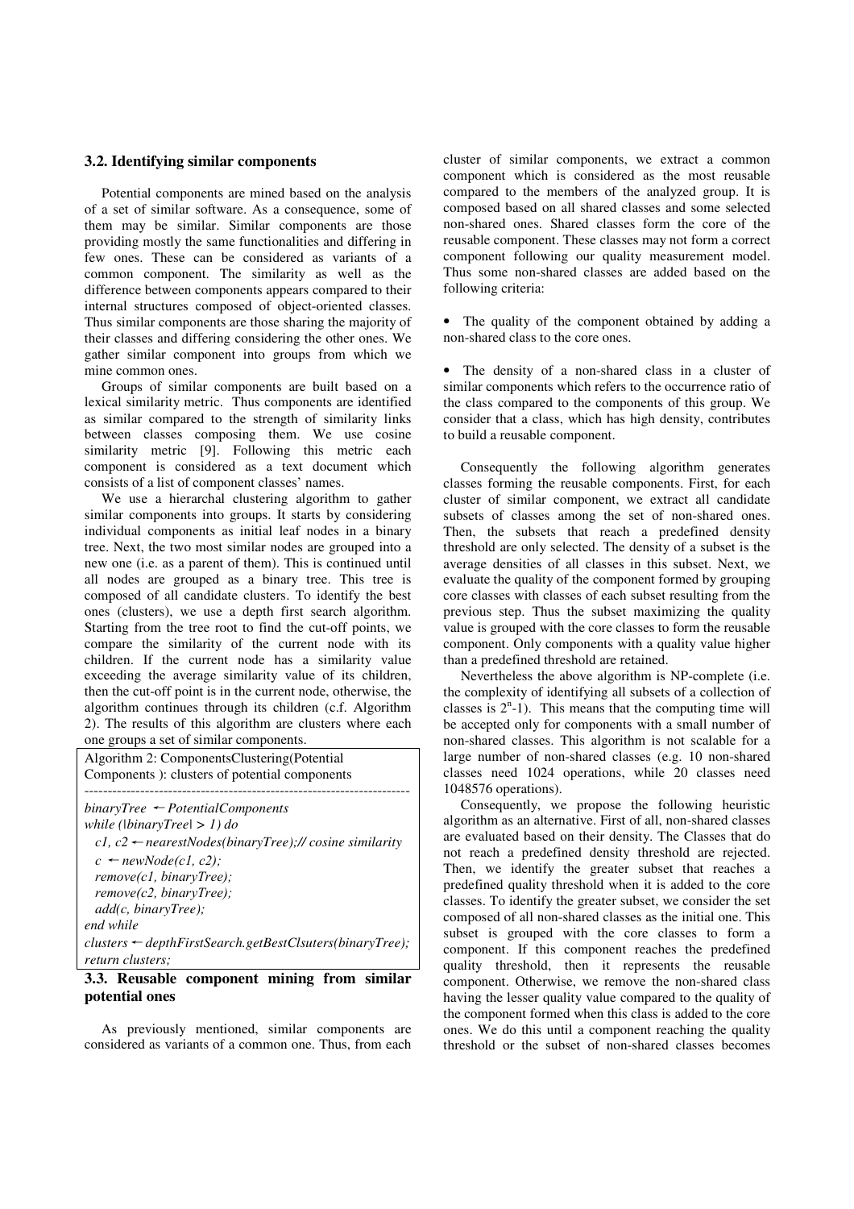### 3.2. Identifying similar components

Potential components are mined based on the analysis of a set of similar software. As a consequence, some of them may be similar. Similar components are those providing mostly the same functionalities and differing in few ones. These can be considered as variants of a common component. The similarity as well as the difference between components appears compared to their internal structures composed of object-oriented classes. Thus similar components are those sharing the majority of their classes and differing considering the other ones. We gather similar component into groups from which we mine common ones.

Groups of similar components are built based on a lexical similarity metric. Thus components are identified as similar compared to the strength of similarity links between classes composing them. We use cosine similarity metric [9]. Following this metric each component is considered as a text document which consists of a list of component classes' names.

We use a hierarchal clustering algorithm to gather similar components into groups. It starts by considering individual components as initial leaf nodes in a binary tree. Next, the two most similar nodes are grouped into a new one (i.e. as a parent of them). This is continued until all nodes are grouped as a binary tree. This tree is composed of all candidate clusters. To identify the best ones (clusters), we use a depth first search algorithm. Starting from the tree root to find the cut-off points, we compare the similarity of the current node with its children. If the current node has a similarity value exceeding the average similarity value of its children, then the cut-off point is in the current node, otherwise, the algorithm continues through its children (c.f. Algorithm 2). The results of this algorithm are clusters where each one groups a set of similar components.

```
Algorithm 2: ComponentsClustering(Potential Components ): clusters of potential components
------------------------------------------------------------------------
binaryTree ← PotentialComponents
while (|binaryTree| > 1) do
  c1, c2 ← nearestNodes(binaryTree);// cosine similarity
  c ← newNode(c1, c2);
  remove(c1, binaryTree);
  remove(c2, binaryTree);
  add(c, binaryTree);
end while
clusters ← depthFirstSearch.getBestClsuters(binaryTree);
return clusters;
```

### 3.3. Reusable component mining from similar potential ones

As previously mentioned, similar components are considered as variants of a common one. Thus, from each cluster of similar components, we extract a common component which is considered as the most reusable compared to the members of the analyzed group. It is composed based on all shared classes and some selected non-shared ones. Shared classes form the core of the reusable component. These classes may not form a correct component following our quality measurement model. Thus some non-shared classes are added based on the following criteria:

- The quality of the component obtained by adding a non-shared class to the core ones.
- The density of a non-shared class in a cluster of similar components which refers to the occurrence ratio of the class compared to the components of this group. We consider that a class, which has high density, contributes to build a reusable component.

Consequently the following algorithm generates classes forming the reusable components. First, for each cluster of similar component, we extract all candidate subsets of classes among the set of non-shared ones. Then, the subsets that reach a predefined density threshold are only selected. The density of a subset is the average densities of all classes in this subset. Next, we evaluate the quality of the component formed by grouping core classes with classes of each subset resulting from the previous step. Thus the subset maximizing the quality value is grouped with the core classes to form the reusable component. Only components with a quality value higher than a predefined threshold are retained.

Nevertheless the above algorithm is NP-complete (i.e. the complexity of identifying all subsets of a collection of classes is $2^n$-1). This means that the computing time will be accepted only for components with a small number of non-shared classes. This algorithm is not scalable for a large number of non-shared classes (e.g. 10 non-shared classes need 1024 operations, while 20 classes need 1048576 operations).

Consequently, we propose the following heuristic algorithm as an alternative. First of all, non-shared classes are evaluated based on their density. The Classes that do not reach a predefined density threshold are rejected. Then, we identify the greater subset that reaches a predefined quality threshold when it is added to the core classes. To identify the greater subset, we consider the set composed of all non-shared classes as the initial one. This subset is grouped with the core classes to form a component. If this component reaches the predefined quality threshold, then it represents the reusable component. Otherwise, we remove the non-shared class having the lesser quality value compared to the quality of the component formed when this class is added to the core ones. We do this until a component reaching the quality threshold or the subset of non-shared classes becomes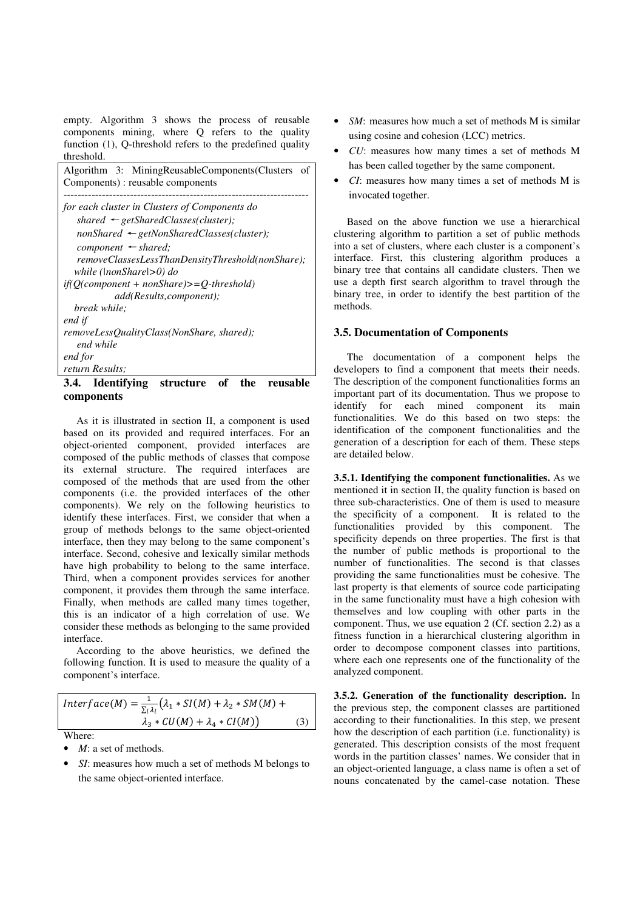empty. Algorithm 3 shows the process of reusable components mining, where Q refers to the quality function (1), Q-threshold refers to the predefined quality threshold.

```
Algorithm 3: MiningReusableComponents(Clusters of Components) : reusable components
----------------------------------------------------------------------
for each cluster in Clusters of Components do
    shared ← getSharedClasses(cluster);
    nonShared ← getNonSharedClasses(cluster);
    component ← shared;
    removeClassesLessThanDensityThreshold(nonShare);
   while (|nonShare|>0) do
if(Q(component + nonShare)>=Q-threshold)
            add(Results,component);
   break while;
end if
removeLessQualityClass(NonShare, shared);
   end while
end for
return Results;
```

### 3.4. Identifying structure of the reusable components

As it is illustrated in section II, a component is used based on its provided and required interfaces. For an object-oriented component, provided interfaces are composed of the public methods of classes that compose its external structure. The required interfaces are composed of the methods that are used from the other components (i.e. the provided interfaces of the other components). We rely on the following heuristics to identify these interfaces. First, we consider that when a group of methods belongs to the same object-oriented interface, then they may belong to the same component's interface. Second, cohesive and lexically similar methods have high probability to belong to the same interface. Third, when a component provides services for another component, it provides them through the same interface. Finally, when methods are called many times together, this is an indicator of a high correlation of use. We consider these methods as belonging to the same provided interface.

According to the above heuristics, we defined the following function. It is used to measure the quality of a component's interface.

$$Interface(M) = \frac{1}{\sum_i \lambda_i}\big(\lambda_1 * SI(M) + \lambda_2 * SM(M) + \lambda_3 * CU(M) + \lambda_4 * CI(M)\big) \tag{3}$$

Where:

- $M$: a set of methods.
- $SI$: measures how much a set of methods M belongs to the same object-oriented interface.
- $SM$: measures how much a set of methods M is similar using cosine and cohesion (LCC) metrics.
- $CU$: measures how many times a set of methods M has been called together by the same component.
- $CI$: measures how many times a set of methods M is invocated together.

Based on the above function we use a hierarchical clustering algorithm to partition a set of public methods into a set of clusters, where each cluster is a component's interface. First, this clustering algorithm produces a binary tree that contains all candidate clusters. Then we use a depth first search algorithm to travel through the binary tree, in order to identify the best partition of the methods.

### 3.5. Documentation of Components

The documentation of a component helps the developers to find a component that meets their needs. The description of the component functionalities forms an important part of its documentation. Thus we propose to identify for each mined component its main functionalities. We do this based on two steps: the identification of the component functionalities and the generation of a description for each of them. These steps are detailed below.

**3.5.1. Identifying the component functionalities.** As we mentioned it in section II, the quality function is based on three sub-characteristics. One of them is used to measure the specificity of a component. It is related to the functionalities provided by this component. The specificity depends on three properties. The first is that the number of public methods is proportional to the number of functionalities. The second is that classes providing the same functionalities must be cohesive. The last property is that elements of source code participating in the same functionality must have a high cohesion with themselves and low coupling with other parts in the component. Thus, we use equation 2 (Cf. section 2.2) as a fitness function in a hierarchical clustering algorithm in order to decompose component classes into partitions, where each one represents one of the functionality of the analyzed component.

**3.5.2. Generation of the functionality description.** In the previous step, the component classes are partitioned according to their functionalities. In this step, we present how the description of each partition (i.e. functionality) is generated. This description consists of the most frequent words in the partition classes' names. We consider that in an object-oriented language, a class name is often a set of nouns concatenated by the camel-case notation. These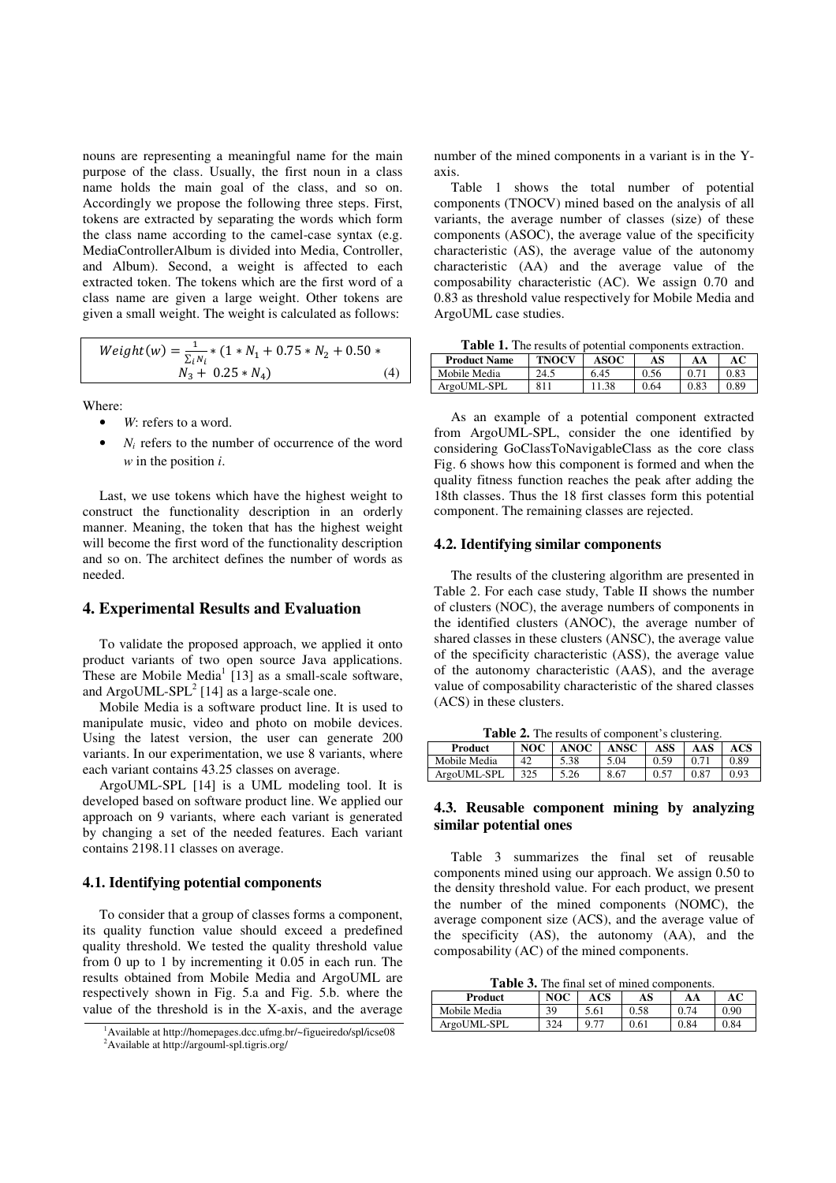nouns are representing a meaningful name for the main purpose of the class. Usually, the first noun in a class name holds the main goal of the class, and so on. Accordingly we propose the following three steps. First, tokens are extracted by separating the words which form the class name according to the camel-case syntax (e.g. MediaControllerAlbum is divided into Media, Controller, and Album). Second, a weight is affected to each extracted token. The tokens which are the first word of a class name are given a large weight. Other tokens are given a small weight. The weight is calculated as follows:

$$Weight(w) = \frac{1}{\sum_i N_i} * (1 * N_1 + 0.75 * N_2 + 0.50 * N_3 + 0.25 * N_4) \quad (4)$$

Where:

- $W$: refers to a word.
- $N_i$ refers to the number of occurrence of the word $w$ in the position $i$.

Last, we use tokens which have the highest weight to construct the functionality description in an orderly manner. Meaning, the token that has the highest weight will become the first word of the functionality description and so on. The architect defines the number of words as needed.

## 4. Experimental Results and Evaluation

To validate the proposed approach, we applied it onto product variants of two open source Java applications. These are Mobile Media[1] [13] as a small-scale software, and ArgoUML-SPL[2] [14] as a large-scale one.

Mobile Media is a software product line. It is used to manipulate music, video and photo on mobile devices. Using the latest version, the user can generate 200 variants. In our experimentation, we use 8 variants, where each variant contains 43.25 classes on average.

ArgoUML-SPL [14] is a UML modeling tool. It is developed based on software product line. We applied our approach on 9 variants, where each variant is generated by changing a set of the needed features. Each variant contains 2198.11 classes on average.

### 4.1. Identifying potential components

To consider that a group of classes forms a component, its quality function value should exceed a predefined quality threshold. We tested the quality threshold value from 0 up to 1 by incrementing it 0.05 in each run. The results obtained from Mobile Media and ArgoUML are respectively shown in Fig. 5.a and Fig. 5.b. where the value of the threshold is in the X-axis, and the average number of the mined components in a variant is in the Y-axis.

Table 1 shows the total number of potential components (TNOCV) mined based on the analysis of all variants, the average number of classes (size) of these components (ASOC), the average value of the specificity characteristic (AS), the average value of the autonomy characteristic (AA) and the average value of the composability characteristic (AC). We assign 0.70 and 0.83 as threshold value respectively for Mobile Media and ArgoUML case studies.

**Table 1.** The results of potential components extraction.

| Product Name | TNOCV | ASOC | AS | AA | AC |
|---|---|---|---|---|---|
| Mobile Media | 24.5 | 6.45 | 0.56 | 0.71 | 0.83 |
| ArgoUML-SPL | 811 | 11.38 | 0.64 | 0.83 | 0.89 |

As an example of a potential component extracted from ArgoUML-SPL, consider the one identified by considering GoClassToNavigableClass as the core class Fig. 6 shows how this component is formed and when the quality fitness function reaches the peak after adding the 18th classes. Thus the 18 first classes form this potential component. The remaining classes are rejected.

### 4.2. Identifying similar components

The results of the clustering algorithm are presented in Table 2. For each case study, Table II shows the number of clusters (NOC), the average numbers of components in the identified clusters (ANOC), the average number of shared classes in these clusters (ANSC), the average value of the specificity characteristic (ASS), the average value of the autonomy characteristic (AAS), and the average value of composability characteristic of the shared classes (ACS) in these clusters.

**Table 2.** The results of component's clustering.

| Product | NOC | ANOC | ANSC | ASS | AAS | ACS |
|---|---|---|---|---|---|---|
| Mobile Media | 42 | 5.38 | 5.04 | 0.59 | 0.71 | 0.89 |
| ArgoUML-SPL | 325 | 5.26 | 8.67 | 0.57 | 0.87 | 0.93 |

### 4.3. Reusable component mining by analyzing similar potential ones

Table 3 summarizes the final set of reusable components mined using our approach. We assign 0.50 to the density threshold value. For each product, we present the number of the mined components (NOMC), the average component size (ACS), and the average value of the specificity (AS), the autonomy (AA), and the composability (AC) of the mined components.

**Table 3.** The final set of mined components.

| Product | NOC | ACS | AS | AA | AC |
|---|---|---|---|---|---|
| Mobile Media | 39 | 5.61 | 0.58 | 0.74 | 0.90 |
| ArgoUML-SPL | 324 | 9.77 | 0.61 | 0.84 | 0.84 |

[1]Available at http://homepages.dcc.ufmg.br/~figueiredo/spl/icse08

[2]Available at http://argouml-spl.tigris.org/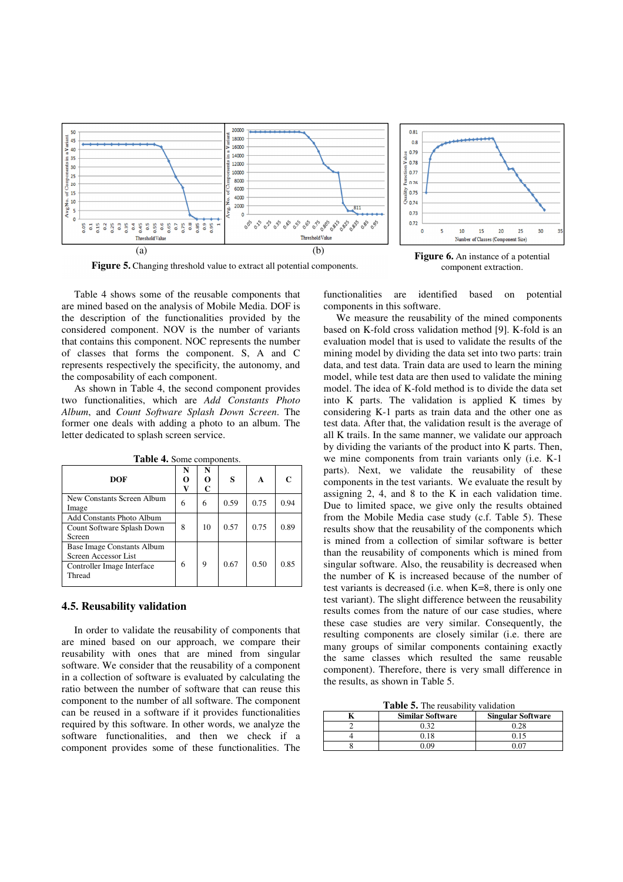Figure 5. Changing threshold value to extract all potential components.

Figure 6. An instance of a potential component extraction.

Table 4 shows some of the reusable components that are mined based on the analysis of Mobile Media. DOF is the description of the functionalities provided by the considered component. NOV is the number of variants that contains this component. NOC represents the number of classes that forms the component. S, A and C represents respectively the specificity, the autonomy, and the composability of each component.

As shown in Table 4, the second component provides two functionalities, which are *Add Constants Photo Album*, and *Count Software Splash Down Screen*. The former one deals with adding a photo to an album. The letter dedicated to splash screen service.

**Table 4.** Some components.

| DOF | NOV | NOC | S | A | C |
|---|---|---|---|---|---|
| New Constants Screen Album Image | 6 | 6 | 0.59 | 0.75 | 0.94 |
| Add Constants Photo Album; Count Software Splash Down Screen | 8 | 10 | 0.57 | 0.75 | 0.89 |
| Base Image Constants Album Screen Accessor List; Controller Image Interface Thread | 6 | 9 | 0.67 | 0.50 | 0.85 |

### 4.5. Reusability validation

In order to validate the reusability of components that are mined based on our approach, we compare their reusability with ones that are mined from singular software. We consider that the reusability of a component in a collection of software is evaluated by calculating the ratio between the number of software that can reuse this component to the number of all software. The component can be reused in a software if it provides functionalities required by this software. In other words, we analyze the software functionalities, and then we check if a component provides some of these functionalities. The functionalities are identified based on potential components in this software.

We measure the reusability of the mined components based on K-fold cross validation method [9]. K-fold is an evaluation model that is used to validate the results of the mining model by dividing the data set into two parts: train data, and test data. Train data are used to learn the mining model, while test data are then used to validate the mining model. The idea of K-fold method is to divide the data set into K parts. The validation is applied K times by considering K-1 parts as train data and the other one as test data. After that, the validation result is the average of all K trails. In the same manner, we validate our approach by dividing the variants of the product into K parts. Then, we mine components from train variants only (i.e. K-1 parts). Next, we validate the reusability of these components in the test variants. We evaluate the result by assigning 2, 4, and 8 to the K in each validation time. Due to limited space, we give only the results obtained from the Mobile Media case study (c.f. Table 5). These results show that the reusability of the components which is mined from a collection of similar software is better than the reusability of components which is mined from singular software. Also, the reusability is decreased when the number of K is increased because of the number of test variants is decreased (i.e. when K=8, there is only one test variant). The slight difference between the reusability results comes from the nature of our case studies, where these case studies are very similar. Consequently, the resulting components are closely similar (i.e. there are many groups of similar components containing exactly the same classes which resulted the same reusable component). Therefore, there is very small difference in the results, as shown in Table 5.

**Table 5.** The reusability validation

| K | Similar Software | Singular Software |
|---|---|---|
| 2 | 0.32 | 0.28 |
| 4 | 0.18 | 0.15 |
| 8 | 0.09 | 0.07 |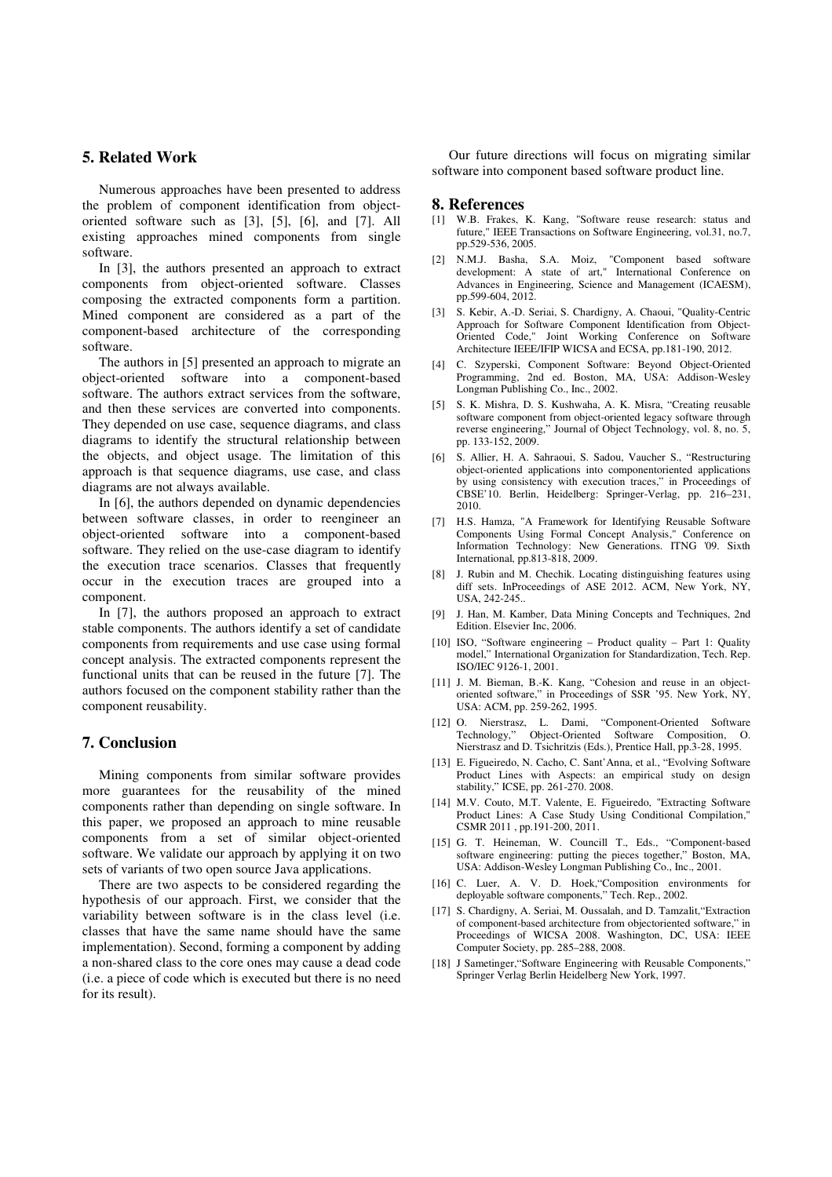## 5. Related Work

Numerous approaches have been presented to address the problem of component identification from object-oriented software such as [3], [5], [6], and [7]. All existing approaches mined components from single software.

In [3], the authors presented an approach to extract components from object-oriented software. Classes composing the extracted components form a partition. Mined component are considered as a part of the component-based architecture of the corresponding software.

The authors in [5] presented an approach to migrate an object-oriented software into a component-based software. The authors extract services from the software, and then these services are converted into components. They depended on use case, sequence diagrams, and class diagrams to identify the structural relationship between the objects, and object usage. The limitation of this approach is that sequence diagrams, use case, and class diagrams are not always available.

In [6], the authors depended on dynamic dependencies between software classes, in order to reengineer an object-oriented software into a component-based software. They relied on the use-case diagram to identify the execution trace scenarios. Classes that frequently occur in the execution traces are grouped into a component.

In [7], the authors proposed an approach to extract stable components. The authors identify a set of candidate components from requirements and use case using formal concept analysis. The extracted components represent the functional units that can be reused in the future [7]. The authors focused on the component stability rather than the component reusability.

## 7. Conclusion

Mining components from similar software provides more guarantees for the reusability of the mined components rather than depending on single software. In this paper, we proposed an approach to mine reusable components from a set of similar object-oriented software. We validate our approach by applying it on two sets of variants of two open source Java applications.

There are two aspects to be considered regarding the hypothesis of our approach. First, we consider that the variability between software is in the class level (i.e. classes that have the same name should have the same implementation). Second, forming a component by adding a non-shared class to the core ones may cause a dead code (i.e. a piece of code which is executed but there is no need for its result).

Our future directions will focus on migrating similar software into component based software product line.

## 8. References

[1] W.B. Frakes, K. Kang, "Software reuse research: status and future," IEEE Transactions on Software Engineering, vol.31, no.7, pp.529-536, 2005.

[2] N.M.J. Basha, S.A. Moiz, "Component based software development: A state of art," International Conference on Advances in Engineering, Science and Management (ICAESM), pp.599-604, 2012.

[3] S. Kebir, A.-D. Seriai, S. Chardigny, A. Chaoui, "Quality-Centric Approach for Software Component Identification from Object-Oriented Code," Joint Working Conference on Software Architecture IEEE/IFIP WICSA and ECSA, pp.181-190, 2012.

[4] C. Szyperski, Component Software: Beyond Object-Oriented Programming, 2nd ed. Boston, MA, USA: Addison-Wesley Longman Publishing Co., Inc., 2002.

[5] S. K. Mishra, D. S. Kushwaha, A. K. Misra, "Creating reusable software component from object-oriented legacy software through reverse engineering," Journal of Object Technology, vol. 8, no. 5, pp. 133-152, 2009.

[6] S. Allier, H. A. Sahraoui, S. Sadou, Vaucher S., "Restructuring object-oriented applications into componentoriented applications by using consistency with execution traces," in Proceedings of CBSE'10. Berlin, Heidelberg: Springer-Verlag, pp. 216–231, 2010.

[7] H.S. Hamza, "A Framework for Identifying Reusable Software Components Using Formal Concept Analysis," Conference on Information Technology: New Generations. ITNG '09. Sixth International, pp.813-818, 2009.

[8] J. Rubin and M. Chechik. Locating distinguishing features using diff sets. InProceedings of ASE 2012. ACM, New York, NY, USA, 242-245..

[9] J. Han, M. Kamber, Data Mining Concepts and Techniques, 2nd Edition. Elsevier Inc, 2006.

[10] ISO, "Software engineering – Product quality – Part 1: Quality model," International Organization for Standardization, Tech. Rep. ISO/IEC 9126-1, 2001.

[11] J. M. Bieman, B.-K. Kang, "Cohesion and reuse in an object-oriented software," in Proceedings of SSR '95. New York, NY, USA: ACM, pp. 259-262, 1995.

[12] O. Nierstrasz, L. Dami, "Component-Oriented Software Technology," Object-Oriented Software Composition, O. Nierstrasz and D. Tsichritzis (Eds.), Prentice Hall, pp.3-28, 1995.

[13] E. Figueiredo, N. Cacho, C. Sant'Anna, et al., "Evolving Software Product Lines with Aspects: an empirical study on design stability," ICSE, pp. 261-270. 2008.

[14] M.V. Couto, M.T. Valente, E. Figueiredo, "Extracting Software Product Lines: A Case Study Using Conditional Compilation," CSMR 2011 , pp.191-200, 2011.

[15] G. T. Heineman, W. Councill T., Eds., "Component-based software engineering: putting the pieces together," Boston, MA, USA: Addison-Wesley Longman Publishing Co., Inc., 2001.

[16] C. Luer, A. V. D. Hoek,"Composition environments for deployable software components," Tech. Rep., 2002.

[17] S. Chardigny, A. Seriai, M. Oussalah, and D. Tamzalit,"Extraction of component-based architecture from objectoriented software," in Proceedings of WICSA 2008. Washington, DC, USA: IEEE Computer Society, pp. 285–288, 2008.

[18] J Sametinger,"Software Engineering with Reusable Components," Springer Verlag Berlin Heidelberg New York, 1997.